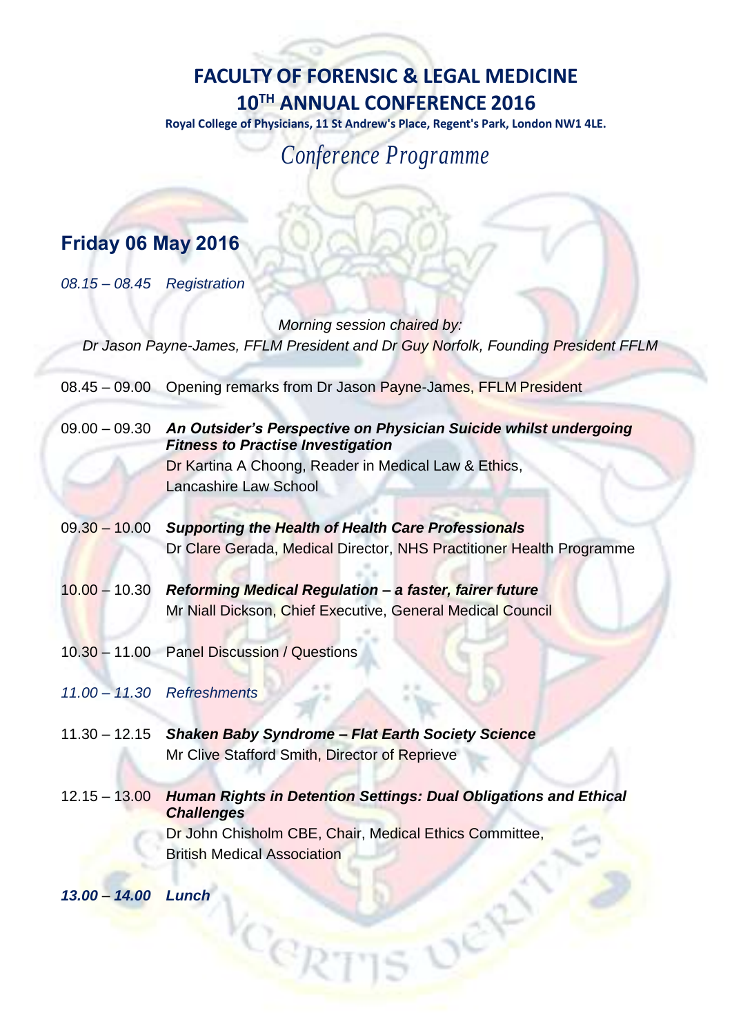# FACULTY OF FORENSIC & LEGAL MEDICINE
## 10TH ANNUAL CONFERENCE 2016

**Royal College of Physicians, 11 St Andrew's Place, Regent's Park, London NW1 4LE.**

*Conference Programme*

## Friday 06 May 2016

*08.15 – 08.45 Registration*

*Morning session chaired by:*
*Dr Jason Payne-James, FFLM President and Dr Guy Norfolk, Founding President FFLM*

08.45 – 09.00 Opening remarks from Dr Jason Payne-James, FFLM President

09.00 – 09.30 ***An Outsider's Perspective on Physician Suicide whilst undergoing Fitness to Practise Investigation***
Dr Kartina A Choong, Reader in Medical Law & Ethics, Lancashire Law School

09.30 – 10.00 ***Supporting the Health of Health Care Professionals***
Dr Clare Gerada, Medical Director, NHS Practitioner Health Programme

10.00 – 10.30 ***Reforming Medical Regulation – a faster, fairer future***
Mr Niall Dickson, Chief Executive, General Medical Council

10.30 – 11.00 Panel Discussion / Questions

*11.00 – 11.30 Refreshments*

11.30 – 12.15 ***Shaken Baby Syndrome – Flat Earth Society Science***
Mr Clive Stafford Smith, Director of Reprieve

12.15 – 13.00 ***Human Rights in Detention Settings: Dual Obligations and Ethical Challenges***
Dr John Chisholm CBE, Chair, Medical Ethics Committee, British Medical Association

***13.00 – 14.00 Lunch***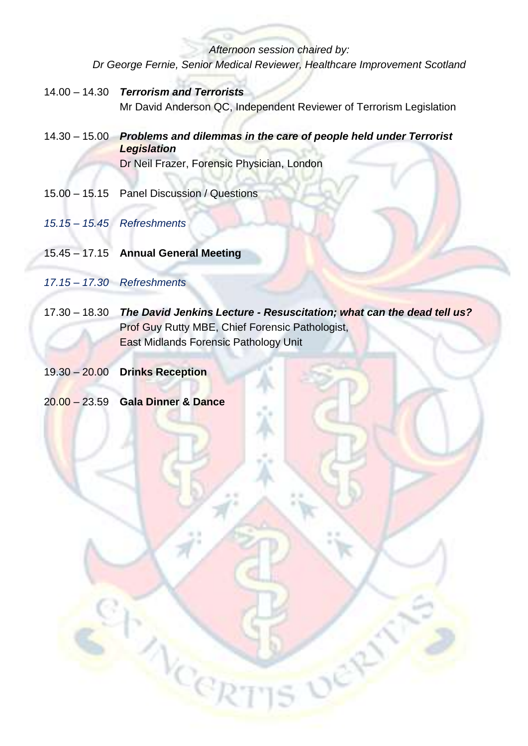*Afternoon session chaired by:*
*Dr George Fernie, Senior Medical Reviewer, Healthcare Improvement Scotland*

14.00 – 14.30 ***Terrorism and Terrorists***
Mr David Anderson QC, Independent Reviewer of Terrorism Legislation

14.30 – 15.00 ***Problems and dilemmas in the care of people held under Terrorist Legislation***
Dr Neil Frazer, Forensic Physician, London

15.00 – 15.15 Panel Discussion / Questions

*15.15 – 15.45 Refreshments*

15.45 – 17.15 **Annual General Meeting**

*17.15 – 17.30 Refreshments*

17.30 – 18.30 ***The David Jenkins Lecture - Resuscitation; what can the dead tell us?***
Prof Guy Rutty MBE, Chief Forensic Pathologist,
East Midlands Forensic Pathology Unit

19.30 – 20.00 **Drinks Reception**

20.00 – 23.59 **Gala Dinner & Dance**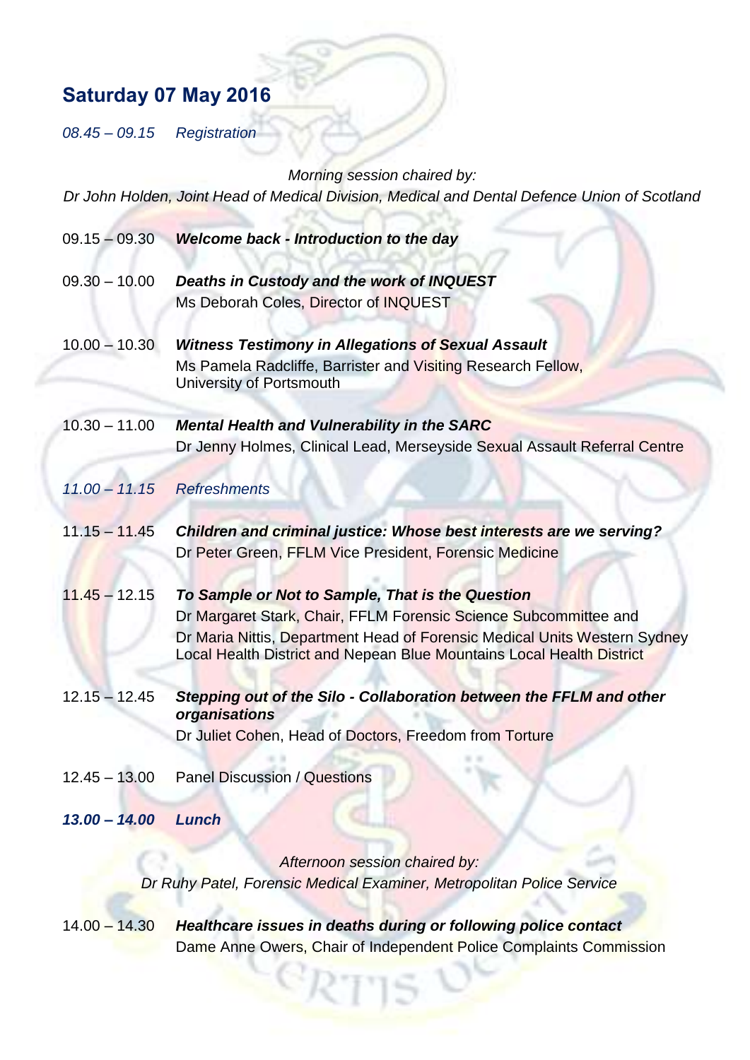## Saturday 07 May 2016

*08.45 – 09.15 Registration*

*Morning session chaired by:*
*Dr John Holden, Joint Head of Medical Division, Medical and Dental Defence Union of Scotland*

09.15 – 09.30 ***Welcome back - Introduction to the day***

09.30 – 10.00 ***Deaths in Custody and the work of INQUEST***
Ms Deborah Coles, Director of INQUEST

10.00 – 10.30 ***Witness Testimony in Allegations of Sexual Assault***
Ms Pamela Radcliffe, Barrister and Visiting Research Fellow, University of Portsmouth

10.30 – 11.00 ***Mental Health and Vulnerability in the SARC***
Dr Jenny Holmes, Clinical Lead, Merseyside Sexual Assault Referral Centre

*11.00 – 11.15 Refreshments*

11.15 – 11.45 ***Children and criminal justice: Whose best interests are we serving?***
Dr Peter Green, FFLM Vice President, Forensic Medicine

11.45 – 12.15 ***To Sample or Not to Sample, That is the Question***
Dr Margaret Stark, Chair, FFLM Forensic Science Subcommittee and
Dr Maria Nittis, Department Head of Forensic Medical Units Western Sydney Local Health District and Nepean Blue Mountains Local Health District

12.15 – 12.45 ***Stepping out of the Silo - Collaboration between the FFLM and other organisations***
Dr Juliet Cohen, Head of Doctors, Freedom from Torture

12.45 – 13.00 Panel Discussion / Questions

***13.00 – 14.00 Lunch***

*Afternoon session chaired by:*
*Dr Ruhy Patel, Forensic Medical Examiner, Metropolitan Police Service*

14.00 – 14.30 ***Healthcare issues in deaths during or following police contact***
Dame Anne Owers, Chair of Independent Police Complaints Commission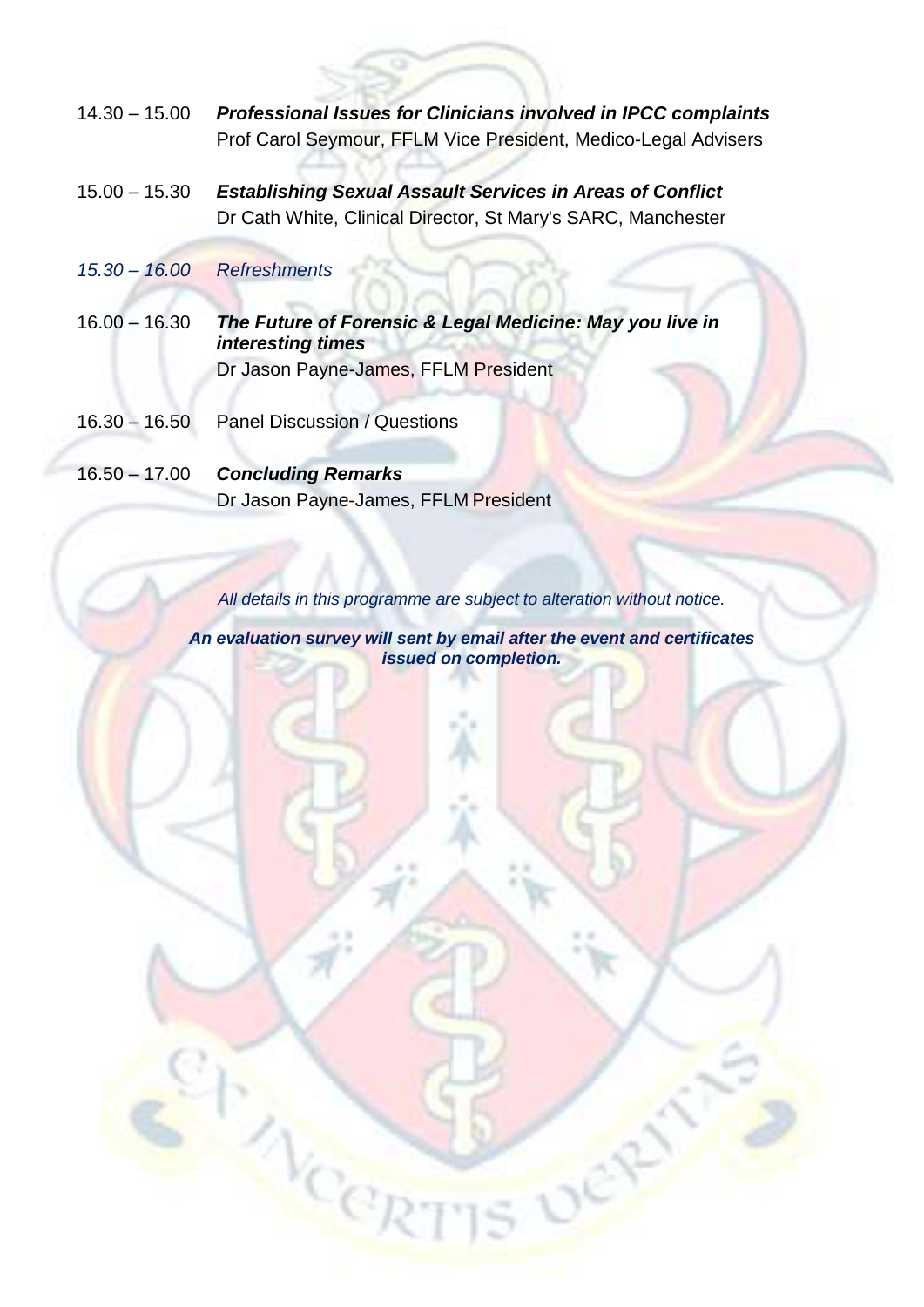14.30 – 15.00 ***Professional Issues for Clinicians involved in IPCC complaints***
Prof Carol Seymour, FFLM Vice President, Medico-Legal Advisers

15.00 – 15.30 ***Establishing Sexual Assault Services in Areas of Conflict***
Dr Cath White, Clinical Director, St Mary's SARC, Manchester

*15.30 – 16.00 Refreshments*

16.00 – 16.30 ***The Future of Forensic & Legal Medicine: May you live in interesting times***
Dr Jason Payne-James, FFLM President

16.30 – 16.50 Panel Discussion / Questions

16.50 – 17.00 ***Concluding Remarks***
Dr Jason Payne-James, FFLM President

*All details in this programme are subject to alteration without notice.*

***An evaluation survey will sent by email after the event and certificates issued on completion.***